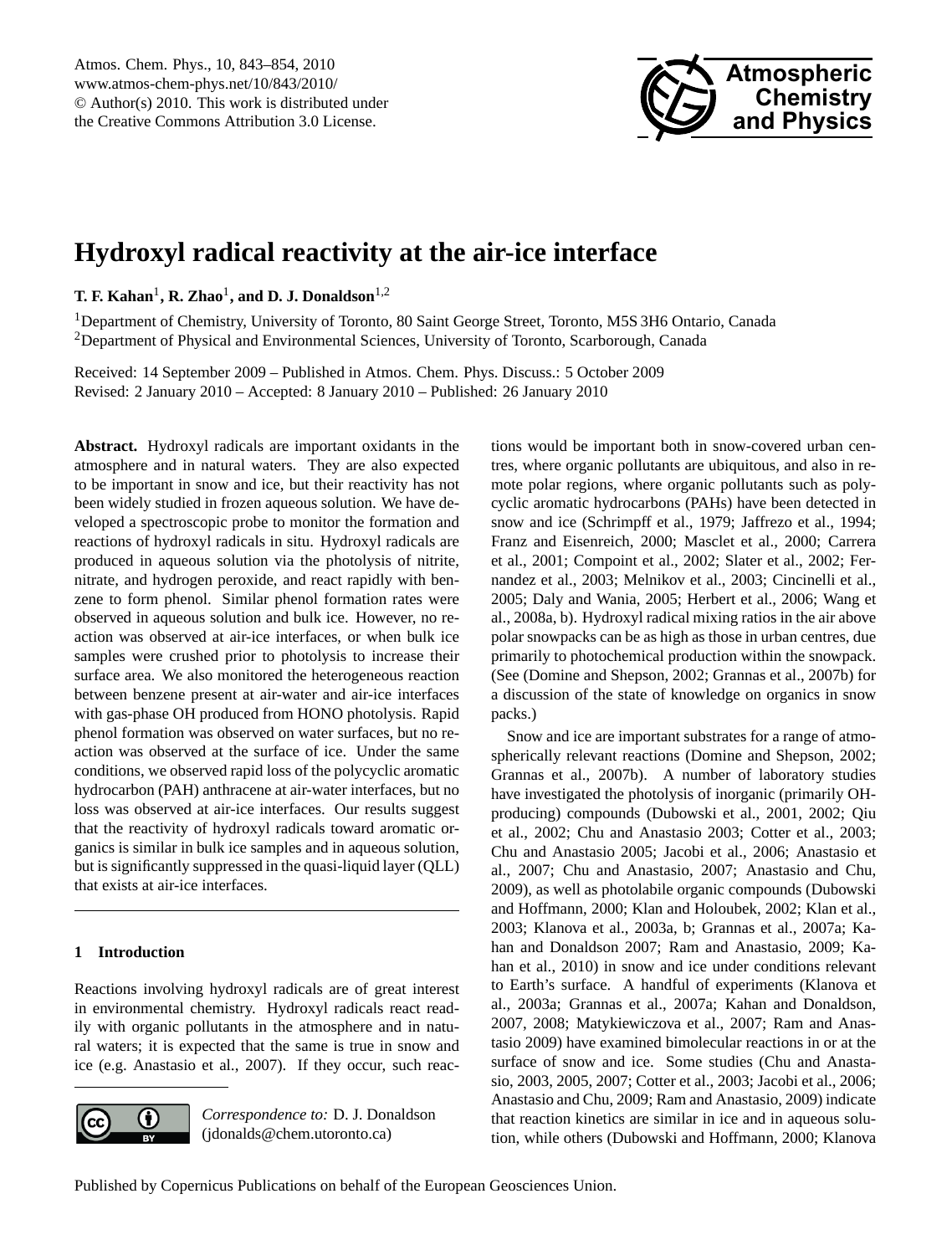# Hydroxyl radical reactivity at the air-ice interface

**T. F. Kahan**[1], **R. Zhao**[1], **and D. J. Donaldson**[1,2]

[1]Department of Chemistry, University of Toronto, 80 Saint George Street, Toronto, M5S 3H6 Ontario, Canada

[2]Department of Physical and Environmental Sciences, University of Toronto, Scarborough, Canada

Received: 14 September 2009 – Published in Atmos. Chem. Phys. Discuss.: 5 October 2009
Revised: 2 January 2010 – Accepted: 8 January 2010 – Published: 26 January 2010

**Abstract.** Hydroxyl radicals are important oxidants in the atmosphere and in natural waters. They are also expected to be important in snow and ice, but their reactivity has not been widely studied in frozen aqueous solution. We have developed a spectroscopic probe to monitor the formation and reactions of hydroxyl radicals in situ. Hydroxyl radicals are produced in aqueous solution via the photolysis of nitrite, nitrate, and hydrogen peroxide, and react rapidly with benzene to form phenol. Similar phenol formation rates were observed in aqueous solution and bulk ice. However, no reaction was observed at air-ice interfaces, or when bulk ice samples were crushed prior to photolysis to increase their surface area. We also monitored the heterogeneous reaction between benzene present at air-water and air-ice interfaces with gas-phase OH produced from HONO photolysis. Rapid phenol formation was observed on water surfaces, but no reaction was observed at the surface of ice. Under the same conditions, we observed rapid loss of the polycyclic aromatic hydrocarbon (PAH) anthracene at air-water interfaces, but no loss was observed at air-ice interfaces. Our results suggest that the reactivity of hydroxyl radicals toward aromatic organics is similar in bulk ice samples and in aqueous solution, but is significantly suppressed in the quasi-liquid layer (QLL) that exists at air-ice interfaces.

## 1 Introduction

Reactions involving hydroxyl radicals are of great interest in environmental chemistry. Hydroxyl radicals react readily with organic pollutants in the atmosphere and in natural waters; it is expected that the same is true in snow and ice (e.g. Anastasio et al., 2007). If they occur, such reactions would be important both in snow-covered urban centres, where organic pollutants are ubiquitous, and also in remote polar regions, where organic pollutants such as polycyclic aromatic hydrocarbons (PAHs) have been detected in snow and ice (Schrimpff et al., 1979; Jaffrezo et al., 1994; Franz and Eisenreich, 2000; Masclet et al., 2000; Carrera et al., 2001; Compoint et al., 2002; Slater et al., 2002; Fernandez et al., 2003; Melnikov et al., 2003; Cincinelli et al., 2005; Daly and Wania, 2005; Herbert et al., 2006; Wang et al., 2008a, b). Hydroxyl radical mixing ratios in the air above polar snowpacks can be as high as those in urban centres, due primarily to photochemical production within the snowpack. (See (Domine and Shepson, 2002; Grannas et al., 2007b) for a discussion of the state of knowledge on organics in snow packs.)

Snow and ice are important substrates for a range of atmospherically relevant reactions (Domine and Shepson, 2002; Grannas et al., 2007b). A number of laboratory studies have investigated the photolysis of inorganic (primarily OH-producing) compounds (Dubowski et al., 2001, 2002; Qiu et al., 2002; Chu and Anastasio 2003; Cotter et al., 2003; Chu and Anastasio 2005; Jacobi et al., 2006; Anastasio et al., 2007; Chu and Anastasio, 2007; Anastasio and Chu, 2009), as well as photolabile organic compounds (Dubowski and Hoffmann, 2000; Klan and Holoubek, 2002; Klan et al., 2003; Klanova et al., 2003a, b; Grannas et al., 2007a; Kahan and Donaldson 2007; Ram and Anastasio, 2009; Kahan et al., 2010) in snow and ice under conditions relevant to Earth's surface. A handful of experiments (Klanova et al., 2003a; Grannas et al., 2007a; Kahan and Donaldson, 2007, 2008; Matykiewiczova et al., 2007; Ram and Anastasio 2009) have examined bimolecular reactions in or at the surface of snow and ice. Some studies (Chu and Anastasio, 2003, 2005, 2007; Cotter et al., 2003; Jacobi et al., 2006; Anastasio and Chu, 2009; Ram and Anastasio, 2009) indicate that reaction kinetics are similar in ice and in aqueous solution, while others (Dubowski and Hoffmann, 2000; Klanova

*Correspondence to:* D. J. Donaldson (jdonalds@chem.utoronto.ca)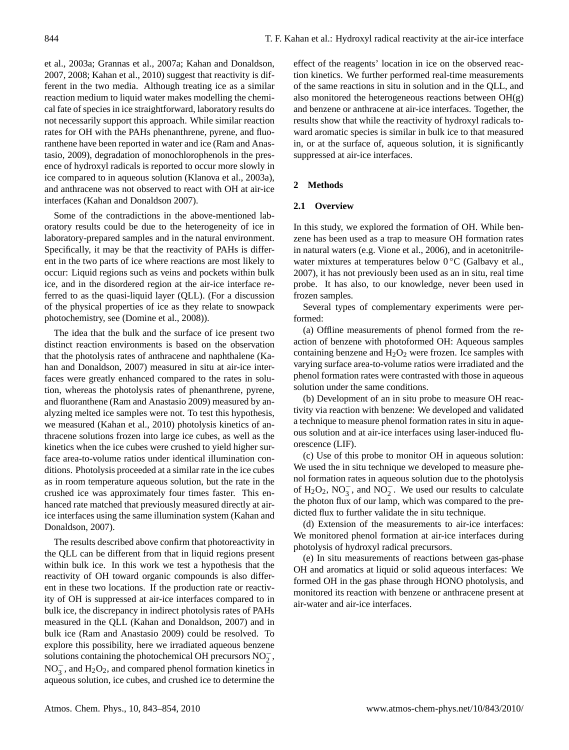et al., 2003a; Grannas et al., 2007a; Kahan and Donaldson, 2007, 2008; Kahan et al., 2010) suggest that reactivity is different in the two media. Although treating ice as a similar reaction medium to liquid water makes modelling the chemical fate of species in ice straightforward, laboratory results do not necessarily support this approach. While similar reaction rates for OH with the PAHs phenanthrene, pyrene, and fluoranthene have been reported in water and ice (Ram and Anastasio, 2009), degradation of monochlorophenols in the presence of hydroxyl radicals is reported to occur more slowly in ice compared to in aqueous solution (Klanova et al., 2003a), and anthracene was not observed to react with OH at air-ice interfaces (Kahan and Donaldson 2007).

Some of the contradictions in the above-mentioned laboratory results could be due to the heterogeneity of ice in laboratory-prepared samples and in the natural environment. Specifically, it may be that the reactivity of PAHs is different in the two parts of ice where reactions are most likely to occur: Liquid regions such as veins and pockets within bulk ice, and in the disordered region at the air-ice interface referred to as the quasi-liquid layer (QLL). (For a discussion of the physical properties of ice as they relate to snowpack photochemistry, see (Domine et al., 2008)).

The idea that the bulk and the surface of ice present two distinct reaction environments is based on the observation that the photolysis rates of anthracene and naphthalene (Kahan and Donaldson, 2007) measured in situ at air-ice interfaces were greatly enhanced compared to the rates in solution, whereas the photolysis rates of phenanthrene, pyrene, and fluoranthene (Ram and Anastasio 2009) measured by analyzing melted ice samples were not. To test this hypothesis, we measured (Kahan et al., 2010) photolysis kinetics of anthracene solutions frozen into large ice cubes, as well as the kinetics when the ice cubes were crushed to yield higher surface area-to-volume ratios under identical illumination conditions. Photolysis proceeded at a similar rate in the ice cubes as in room temperature aqueous solution, but the rate in the crushed ice was approximately four times faster. This enhanced rate matched that previously measured directly at air-ice interfaces using the same illumination system (Kahan and Donaldson, 2007).

The results described above confirm that photoreactivity in the QLL can be different from that in liquid regions present within bulk ice. In this work we test a hypothesis that the reactivity of OH toward organic compounds is also different in these two locations. If the production rate or reactivity of OH is suppressed at air-ice interfaces compared to in bulk ice, the discrepancy in indirect photolysis rates of PAHs measured in the QLL (Kahan and Donaldson, 2007) and in bulk ice (Ram and Anastasio 2009) could be resolved. To explore this possibility, here we irradiated aqueous benzene solutions containing the photochemical OH precursors $NO_2^-$, $NO_3^-$, and $H_2O_2$, and compared phenol formation kinetics in aqueous solution, ice cubes, and crushed ice to determine the effect of the reagents' location in ice on the observed reaction kinetics. We further performed real-time measurements of the same reactions in situ in solution and in the QLL, and also monitored the heterogeneous reactions between OH(g) and benzene or anthracene at air-ice interfaces. Together, the results show that while the reactivity of hydroxyl radicals toward aromatic species is similar in bulk ice to that measured in, or at the surface of, aqueous solution, it is significantly suppressed at air-ice interfaces.

## 2 Methods

### 2.1 Overview

In this study, we explored the formation of OH. While benzene has been used as a trap to measure OH formation rates in natural waters (e.g. Vione et al., 2006), and in acetonitrile-water mixtures at temperatures below 0 °C (Galbavy et al., 2007), it has not previously been used as an in situ, real time probe. It has also, to our knowledge, never been used in frozen samples.

Several types of complementary experiments were performed:

(a) Offline measurements of phenol formed from the reaction of benzene with photoformed OH: Aqueous samples containing benzene and $H_2O_2$ were frozen. Ice samples with varying surface area-to-volume ratios were irradiated and the phenol formation rates were contrasted with those in aqueous solution under the same conditions.

(b) Development of an in situ probe to measure OH reactivity via reaction with benzene: We developed and validated a technique to measure phenol formation rates in situ in aqueous solution and at air-ice interfaces using laser-induced fluorescence (LIF).

(c) Use of this probe to monitor OH in aqueous solution: We used the in situ technique we developed to measure phenol formation rates in aqueous solution due to the photolysis of $H_2O_2$, $NO_3^-$, and $NO_2^-$. We used our results to calculate the photon flux of our lamp, which was compared to the predicted flux to further validate the in situ technique.

(d) Extension of the measurements to air-ice interfaces: We monitored phenol formation at air-ice interfaces during photolysis of hydroxyl radical precursors.

(e) In situ measurements of reactions between gas-phase OH and aromatics at liquid or solid aqueous interfaces: We formed OH in the gas phase through HONO photolysis, and monitored its reaction with benzene or anthracene present at air-water and air-ice interfaces.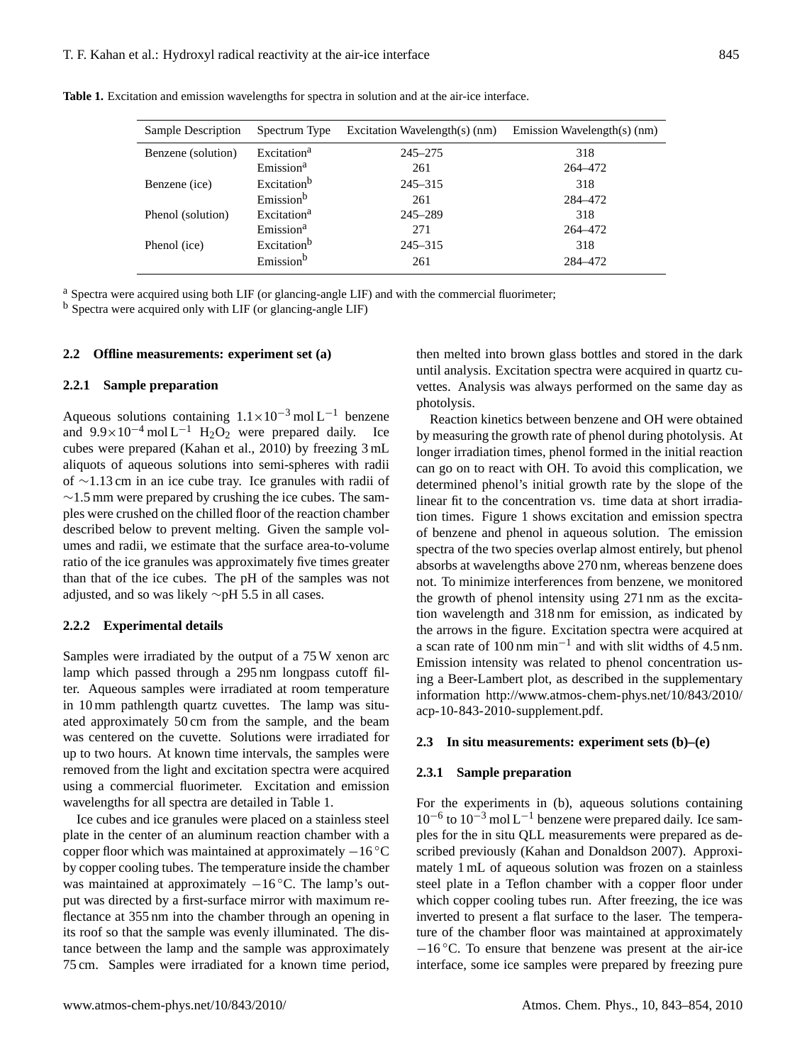**Table 1.** Excitation and emission wavelengths for spectra in solution and at the air-ice interface.

| Sample Description | Spectrum Type | Excitation Wavelength(s) (nm) | Emission Wavelength(s) (nm) |
|---|---|---|---|
| Benzene (solution) | Excitation[a] | 245–275 | 318 |
| | Emission[a] | 261 | 264–472 |
| Benzene (ice) | Excitation[b] | 245–315 | 318 |
| | Emission[b] | 261 | 284–472 |
| Phenol (solution) | Excitation[a] | 245–289 | 318 |
| | Emission[a] | 271 | 264–472 |
| Phenol (ice) | Excitation[b] | 245–315 | 318 |
| | Emission[b] | 261 | 284–472 |

[a] Spectra were acquired using both LIF (or glancing-angle LIF) and with the commercial fluorimeter;
[b] Spectra were acquired only with LIF (or glancing-angle LIF)

### 2.2 Offline measurements: experiment set (a)

#### 2.2.1 Sample preparation

Aqueous solutions containing $1.1\times10^{-3}$ mol $L^{-1}$ benzene and $9.9\times10^{-4}$ mol $L^{-1}$ $H_2O_2$ were prepared daily. Ice cubes were prepared (Kahan et al., 2010) by freezing 3 mL aliquots of aqueous solutions into semi-spheres with radii of ∼1.13 cm in an ice cube tray. Ice granules with radii of ∼1.5 mm were prepared by crushing the ice cubes. The samples were crushed on the chilled floor of the reaction chamber described below to prevent melting. Given the sample volumes and radii, we estimate that the surface area-to-volume ratio of the ice granules was approximately five times greater than that of the ice cubes. The pH of the samples was not adjusted, and so was likely ∼pH 5.5 in all cases.

#### 2.2.2 Experimental details

Samples were irradiated by the output of a 75 W xenon arc lamp which passed through a 295 nm longpass cutoff filter. Aqueous samples were irradiated at room temperature in 10 mm pathlength quartz cuvettes. The lamp was situated approximately 50 cm from the sample, and the beam was centered on the cuvette. Solutions were irradiated for up to two hours. At known time intervals, the samples were removed from the light and excitation spectra were acquired using a commercial fluorimeter. Excitation and emission wavelengths for all spectra are detailed in Table 1.

Ice cubes and ice granules were placed on a stainless steel plate in the center of an aluminum reaction chamber with a copper floor which was maintained at approximately −16 °C by copper cooling tubes. The temperature inside the chamber was maintained at approximately −16 °C. The lamp's output was directed by a first-surface mirror with maximum reflectance at 355 nm into the chamber through an opening in its roof so that the sample was evenly illuminated. The distance between the lamp and the sample was approximately 75 cm. Samples were irradiated for a known time period, then melted into brown glass bottles and stored in the dark until analysis. Excitation spectra were acquired in quartz cuvettes. Analysis was always performed on the same day as photolysis.

Reaction kinetics between benzene and OH were obtained by measuring the growth rate of phenol during photolysis. At longer irradiation times, phenol formed in the initial reaction can go on to react with OH. To avoid this complication, we determined phenol's initial growth rate by the slope of the linear fit to the concentration vs. time data at short irradiation times. Figure 1 shows excitation and emission spectra of benzene and phenol in aqueous solution. The emission spectra of the two species overlap almost entirely, but phenol absorbs at wavelengths above 270 nm, whereas benzene does not. To minimize interferences from benzene, we monitored the growth of phenol intensity using 271 nm as the excitation wavelength and 318 nm for emission, as indicated by the arrows in the figure. Excitation spectra were acquired at a scan rate of 100 nm $min^{-1}$ and with slit widths of 4.5 nm. Emission intensity was related to phenol concentration using a Beer-Lambert plot, as described in the supplementary information http://www.atmos-chem-phys.net/10/843/2010/acp-10-843-2010-supplement.pdf.

### 2.3 In situ measurements: experiment sets (b)–(e)

#### 2.3.1 Sample preparation

For the experiments in (b), aqueous solutions containing $10^{-6}$ to $10^{-3}$ mol $L^{-1}$ benzene were prepared daily. Ice samples for the in situ QLL measurements were prepared as described previously (Kahan and Donaldson 2007). Approximately 1 mL of aqueous solution was frozen on a stainless steel plate in a Teflon chamber with a copper floor under which copper cooling tubes run. After freezing, the ice was inverted to present a flat surface to the laser. The temperature of the chamber floor was maintained at approximately −16 °C. To ensure that benzene was present at the air-ice interface, some ice samples were prepared by freezing pure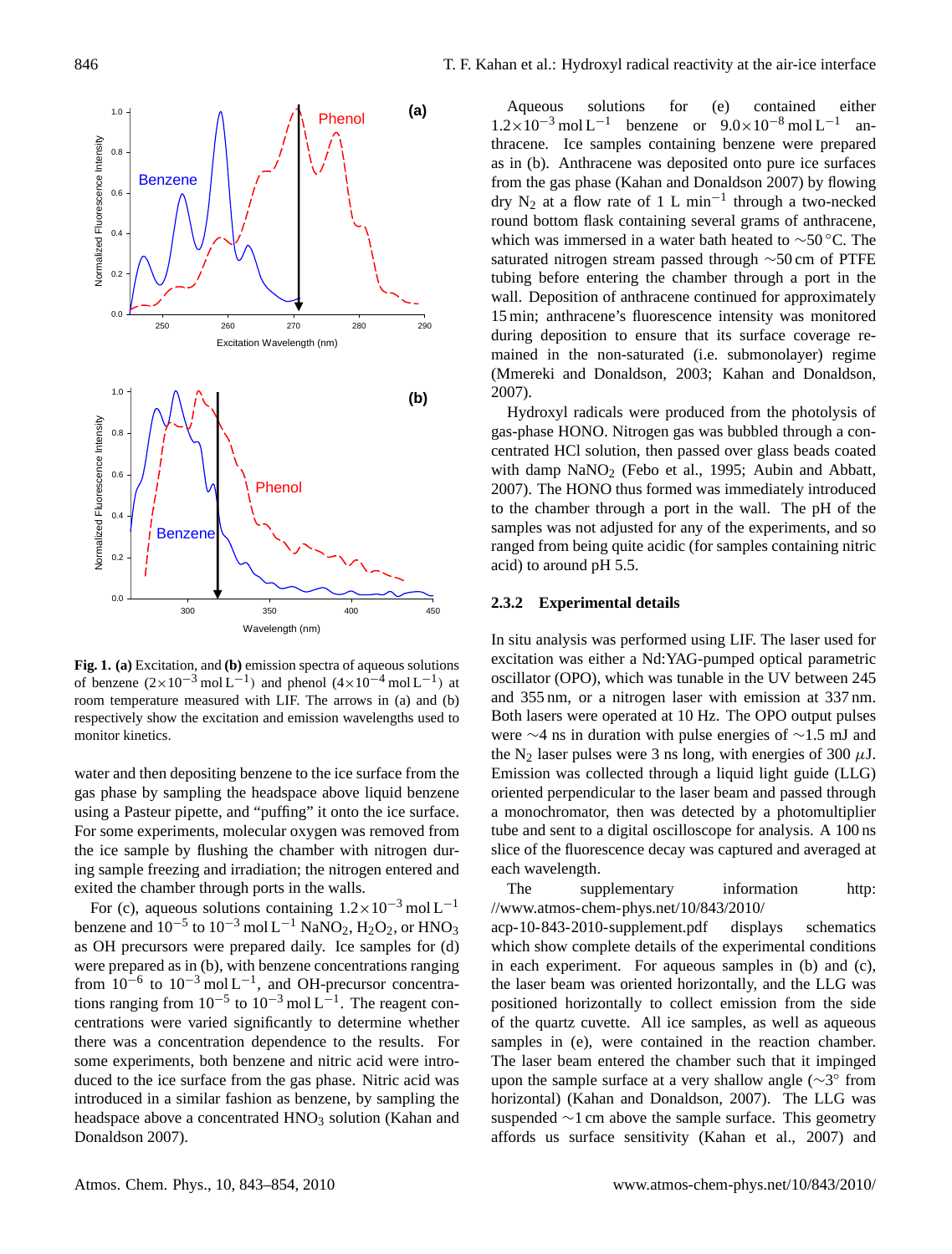**Fig. 1. (a)** Excitation, and **(b)** emission spectra of aqueous solutions of benzene ($2\times10^{-3}\,\mathrm{mol\,L^{-1}}$) and phenol ($4\times10^{-4}\,\mathrm{mol\,L^{-1}}$) at room temperature measured with LIF. The arrows in (a) and (b) respectively show the excitation and emission wavelengths used to monitor kinetics.

water and then depositing benzene to the ice surface from the gas phase by sampling the headspace above liquid benzene using a Pasteur pipette, and "puffing" it onto the ice surface. For some experiments, molecular oxygen was removed from the ice sample by flushing the chamber with nitrogen during sample freezing and irradiation; the nitrogen entered and exited the chamber through ports in the walls.

For (c), aqueous solutions containing $1.2\times10^{-3}\,\mathrm{mol\,L^{-1}}$ benzene and $10^{-5}$ to $10^{-3}\,\mathrm{mol\,L^{-1}}$ $NaNO_2$, $H_2O_2$, or $HNO_3$ as OH precursors were prepared daily. Ice samples for (d) were prepared as in (b), with benzene concentrations ranging from $10^{-6}$ to $10^{-3}\,\mathrm{mol\,L^{-1}}$, and OH-precursor concentrations ranging from $10^{-5}$ to $10^{-3}\,\mathrm{mol\,L^{-1}}$. The reagent concentrations were varied significantly to determine whether there was a concentration dependence to the results. For some experiments, both benzene and nitric acid were introduced to the ice surface from the gas phase. Nitric acid was introduced in a similar fashion as benzene, by sampling the headspace above a concentrated $HNO_3$ solution (Kahan and Donaldson 2007).

Aqueous solutions for (e) contained either $1.2\times10^{-3}\,\mathrm{mol\,L^{-1}}$ benzene or $9.0\times10^{-8}\,\mathrm{mol\,L^{-1}}$ anthracene. Ice samples containing benzene were prepared as in (b). Anthracene was deposited onto pure ice surfaces from the gas phase (Kahan and Donaldson 2007) by flowing dry $N_2$ at a flow rate of $1\ \mathrm{L\ min^{-1}}$ through a two-necked round bottom flask containing several grams of anthracene, which was immersed in a water bath heated to $\sim$50 °C. The saturated nitrogen stream passed through $\sim$50 cm of PTFE tubing before entering the chamber through a port in the wall. Deposition of anthracene continued for approximately 15 min; anthracene's fluorescence intensity was monitored during deposition to ensure that its surface coverage remained in the non-saturated (i.e. submonolayer) regime (Mmereki and Donaldson, 2003; Kahan and Donaldson, 2007).

Hydroxyl radicals were produced from the photolysis of gas-phase HONO. Nitrogen gas was bubbled through a concentrated HCl solution, then passed over glass beads coated with damp $NaNO_2$ (Febo et al., 1995; Aubin and Abbatt, 2007). The HONO thus formed was immediately introduced to the chamber through a port in the wall. The pH of the samples was not adjusted for any of the experiments, and so ranged from being quite acidic (for samples containing nitric acid) to around pH 5.5.

### 2.3.2 Experimental details

In situ analysis was performed using LIF. The laser used for excitation was either a Nd:YAG-pumped optical parametric oscillator (OPO), which was tunable in the UV between 245 and 355 nm, or a nitrogen laser with emission at 337 nm. Both lasers were operated at 10 Hz. The OPO output pulses were $\sim$4 ns in duration with pulse energies of $\sim$1.5 mJ and the $N_2$ laser pulses were 3 ns long, with energies of 300 $\mu$J. Emission was collected through a liquid light guide (LLG) oriented perpendicular to the laser beam and passed through a monochromator, then was detected by a photomultiplier tube and sent to a digital oscilloscope for analysis. A 100 ns slice of the fluorescence decay was captured and averaged at each wavelength.

The supplementary information http://www.atmos-chem-phys.net/10/843/2010/acp-10-843-2010-supplement.pdf displays schematics which show complete details of the experimental conditions in each experiment. For aqueous samples in (b) and (c), the laser beam was oriented horizontally, and the LLG was positioned horizontally to collect emission from the side of the quartz cuvette. All ice samples, as well as aqueous samples in (e), were contained in the reaction chamber. The laser beam entered the chamber such that it impinged upon the sample surface at a very shallow angle ($\sim$3° from horizontal) (Kahan and Donaldson, 2007). The LLG was suspended $\sim$1 cm above the sample surface. This geometry affords us surface sensitivity (Kahan et al., 2007) and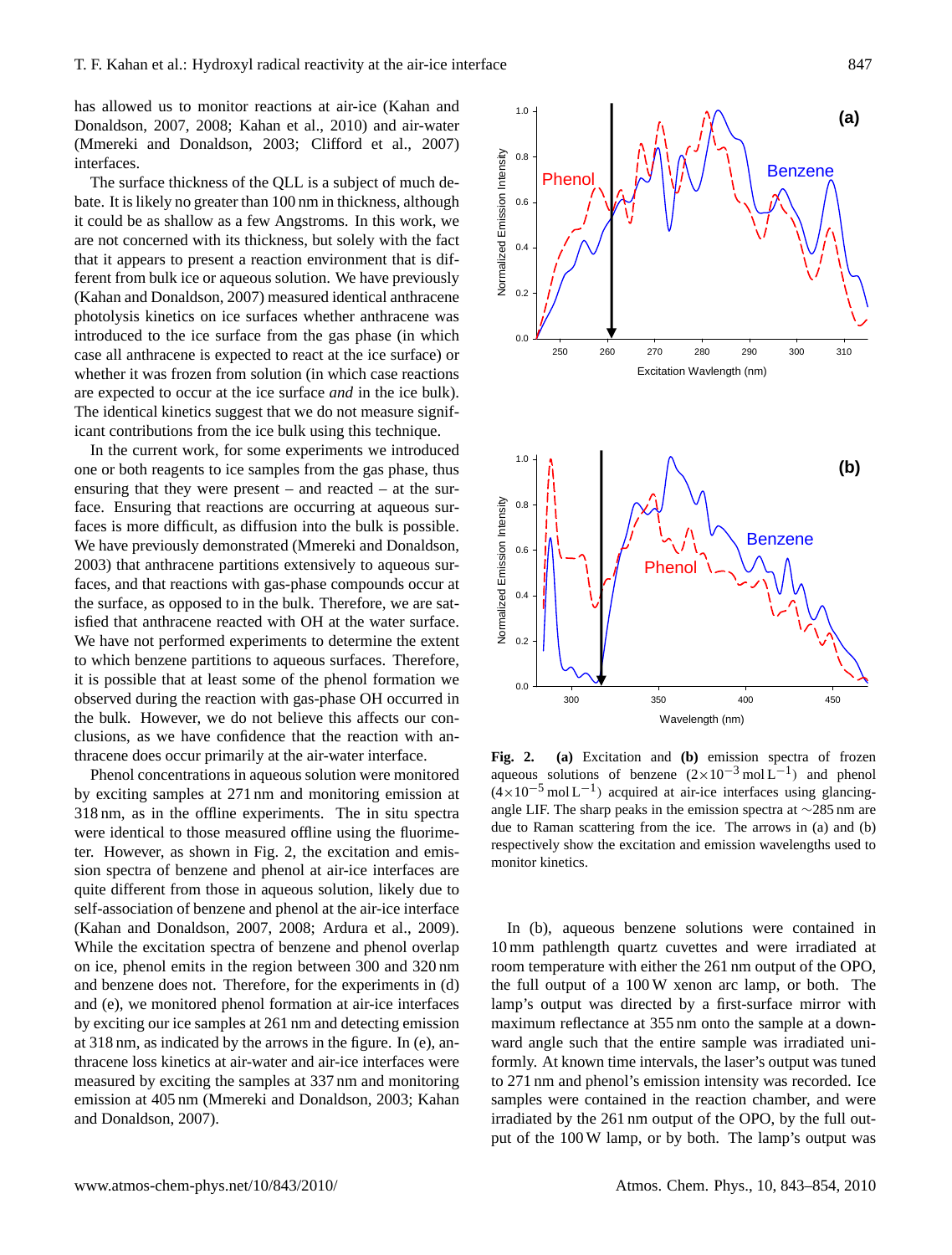has allowed us to monitor reactions at air-ice (Kahan and Donaldson, 2007, 2008; Kahan et al., 2010) and air-water (Mmereki and Donaldson, 2003; Clifford et al., 2007) interfaces.

The surface thickness of the QLL is a subject of much debate. It is likely no greater than 100 nm in thickness, although it could be as shallow as a few Angstroms. In this work, we are not concerned with its thickness, but solely with the fact that it appears to present a reaction environment that is different from bulk ice or aqueous solution. We have previously (Kahan and Donaldson, 2007) measured identical anthracene photolysis kinetics on ice surfaces whether anthracene was introduced to the ice surface from the gas phase (in which case all anthracene is expected to react at the ice surface) or whether it was frozen from solution (in which case reactions are expected to occur at the ice surface *and* in the ice bulk). The identical kinetics suggest that we do not measure significant contributions from the ice bulk using this technique.

In the current work, for some experiments we introduced one or both reagents to ice samples from the gas phase, thus ensuring that they were present – and reacted – at the surface. Ensuring that reactions are occurring at aqueous surfaces is more difficult, as diffusion into the bulk is possible. We have previously demonstrated (Mmereki and Donaldson, 2003) that anthracene partitions extensively to aqueous surfaces, and that reactions with gas-phase compounds occur at the surface, as opposed to in the bulk. Therefore, we are satisfied that anthracene reacted with OH at the water surface. We have not performed experiments to determine the extent to which benzene partitions to aqueous surfaces. Therefore, it is possible that at least some of the phenol formation we observed during the reaction with gas-phase OH occurred in the bulk. However, we do not believe this affects our conclusions, as we have confidence that the reaction with anthracene does occur primarily at the air-water interface.

Phenol concentrations in aqueous solution were monitored by exciting samples at 271 nm and monitoring emission at 318 nm, as in the offline experiments. The in situ spectra were identical to those measured offline using the fluorimeter. However, as shown in Fig. 2, the excitation and emission spectra of benzene and phenol at air-ice interfaces are quite different from those in aqueous solution, likely due to self-association of benzene and phenol at the air-ice interface (Kahan and Donaldson, 2007, 2008; Ardura et al., 2009). While the excitation spectra of benzene and phenol overlap on ice, phenol emits in the region between 300 and 320 nm and benzene does not. Therefore, for the experiments in (d) and (e), we monitored phenol formation at air-ice interfaces by exciting our ice samples at 261 nm and detecting emission at 318 nm, as indicated by the arrows in the figure. In (e), anthracene loss kinetics at air-water and air-ice interfaces were measured by exciting the samples at 337 nm and monitoring emission at 405 nm (Mmereki and Donaldson, 2003; Kahan and Donaldson, 2007).

(a)
Phenol
Benzene
Normalized Emission Intensity
1.0
0.8
0.6
0.4
0.2
0.0
250 260 270 280 290 300 310
Excitation Wavlength (nm)

(b)
Benzene
Phenol
Normalized Emission Intensity
1.0
0.8
0.6
0.4
0.2
0.0
300 350 400 450
Wavelength (nm)

**Fig. 2.** **(a)** Excitation and **(b)** emission spectra of frozen aqueous solutions of benzene ($2\times10^{-3}$ mol $L^{-1}$) and phenol ($4\times10^{-5}$ mol $L^{-1}$) acquired at air-ice interfaces using glancing-angle LIF. The sharp peaks in the emission spectra at ∼285 nm are due to Raman scattering from the ice. The arrows in (a) and (b) respectively show the excitation and emission wavelengths used to monitor kinetics.

In (b), aqueous benzene solutions were contained in 10 mm pathlength quartz cuvettes and were irradiated at room temperature with either the 261 nm output of the OPO, the full output of a 100 W xenon arc lamp, or both. The lamp's output was directed by a first-surface mirror with maximum reflectance at 355 nm onto the sample at a downward angle such that the entire sample was irradiated uniformly. At known time intervals, the laser's output was tuned to 271 nm and phenol's emission intensity was recorded. Ice samples were contained in the reaction chamber, and were irradiated by the 261 nm output of the OPO, by the full output of the 100 W lamp, or by both. The lamp's output was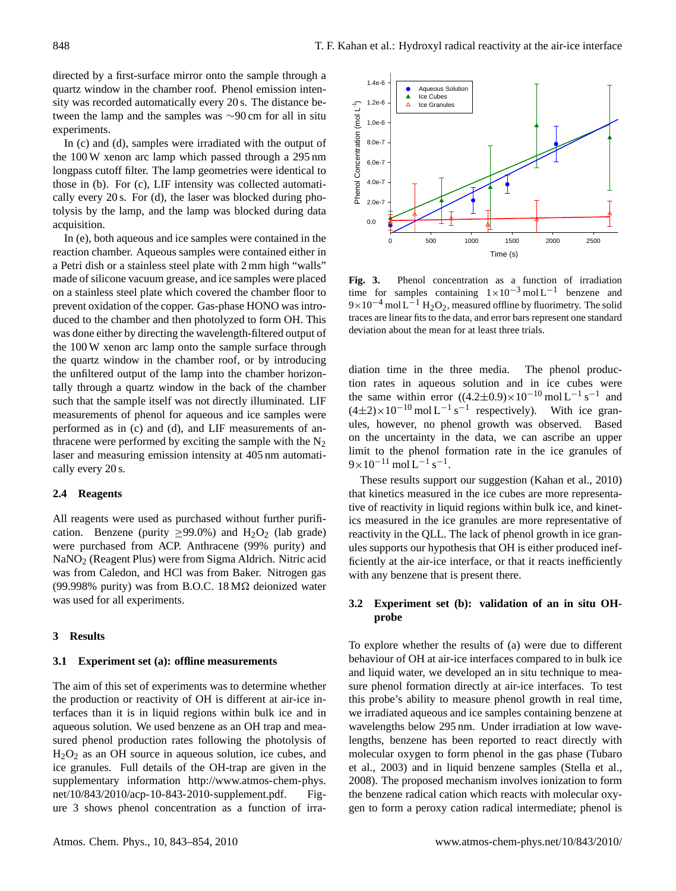directed by a first-surface mirror onto the sample through a quartz window in the chamber roof. Phenol emission intensity was recorded automatically every 20 s. The distance between the lamp and the samples was ∼90 cm for all in situ experiments.

In (c) and (d), samples were irradiated with the output of the 100 W xenon arc lamp which passed through a 295 nm longpass cutoff filter. The lamp geometries were identical to those in (b). For (c), LIF intensity was collected automatically every 20 s. For (d), the laser was blocked during photolysis by the lamp, and the lamp was blocked during data acquisition.

In (e), both aqueous and ice samples were contained in the reaction chamber. Aqueous samples were contained either in a Petri dish or a stainless steel plate with 2 mm high "walls" made of silicone vacuum grease, and ice samples were placed on a stainless steel plate which covered the chamber floor to prevent oxidation of the copper. Gas-phase HONO was introduced to the chamber and then photolyzed to form OH. This was done either by directing the wavelength-filtered output of the 100 W xenon arc lamp onto the sample surface through the quartz window in the chamber roof, or by introducing the unfiltered output of the lamp into the chamber horizontally through a quartz window in the back of the chamber such that the sample itself was not directly illuminated. LIF measurements of phenol for aqueous and ice samples were performed as in (c) and (d), and LIF measurements of anthracene were performed by exciting the sample with the $N_2$ laser and measuring emission intensity at 405 nm automatically every 20 s.

### 2.4 Reagents

All reagents were used as purchased without further purification. Benzene (purity ≥99.0%) and $H_2O_2$ (lab grade) were purchased from ACP. Anthracene (99% purity) and $NaNO_2$ (Reagent Plus) were from Sigma Aldrich. Nitric acid was from Caledon, and HCl was from Baker. Nitrogen gas (99.998% purity) was from B.O.C. 18 MΩ deionized water was used for all experiments.

## 3 Results

### 3.1 Experiment set (a): offline measurements

The aim of this set of experiments was to determine whether the production or reactivity of OH is different at air-ice interfaces than it is in liquid regions within bulk ice and in aqueous solution. We used benzene as an OH trap and measured phenol production rates following the photolysis of $H_2O_2$ as an OH source in aqueous solution, ice cubes, and ice granules. Full details of the OH-trap are given in the supplementary information http://www.atmos-chem-phys.net/10/843/2010/acp-10-843-2010-supplement.pdf. Figure 3 shows phenol concentration as a function of irradiation time in the three media. The phenol production rates in aqueous solution and in ice cubes were the same within error $((4.2\pm0.9)\times10^{-10}\,\mathrm{mol\,L^{-1}\,s^{-1}}$ and $(4\pm2)\times10^{-10}\,\mathrm{mol\,L^{-1}\,s^{-1}}$ respectively). With ice granules, however, no phenol growth was observed. Based on the uncertainty in the data, we can ascribe an upper limit to the phenol formation rate in the ice granules of $9\times10^{-11}\,\mathrm{mol\,L^{-1}\,s^{-1}}$.

**Fig. 3.** Phenol concentration as a function of irradiation time for samples containing $1\times10^{-3}\,\mathrm{mol\,L^{-1}}$ benzene and $9\times10^{-4}\,\mathrm{mol\,L^{-1}}$ $H_2O_2$, measured offline by fluorimetry. The solid traces are linear fits to the data, and error bars represent one standard deviation about the mean for at least three trials.

These results support our suggestion (Kahan et al., 2010) that kinetics measured in the ice cubes are more representative of reactivity in liquid regions within bulk ice, and kinetics measured in the ice granules are more representative of reactivity in the QLL. The lack of phenol growth in ice granules supports our hypothesis that OH is either produced inefficiently at the air-ice interface, or that it reacts inefficiently with any benzene that is present there.

### 3.2 Experiment set (b): validation of an in situ OH-probe

To explore whether the results of (a) were due to different behaviour of OH at air-ice interfaces compared to in bulk ice and liquid water, we developed an in situ technique to measure phenol formation directly at air-ice interfaces. To test this probe's ability to measure phenol growth in real time, we irradiated aqueous and ice samples containing benzene at wavelengths below 295 nm. Under irradiation at low wavelengths, benzene has been reported to react directly with molecular oxygen to form phenol in the gas phase (Tubaro et al., 2003) and in liquid benzene samples (Stella et al., 2008). The proposed mechanism involves ionization to form the benzene radical cation which reacts with molecular oxygen to form a peroxy cation radical intermediate; phenol is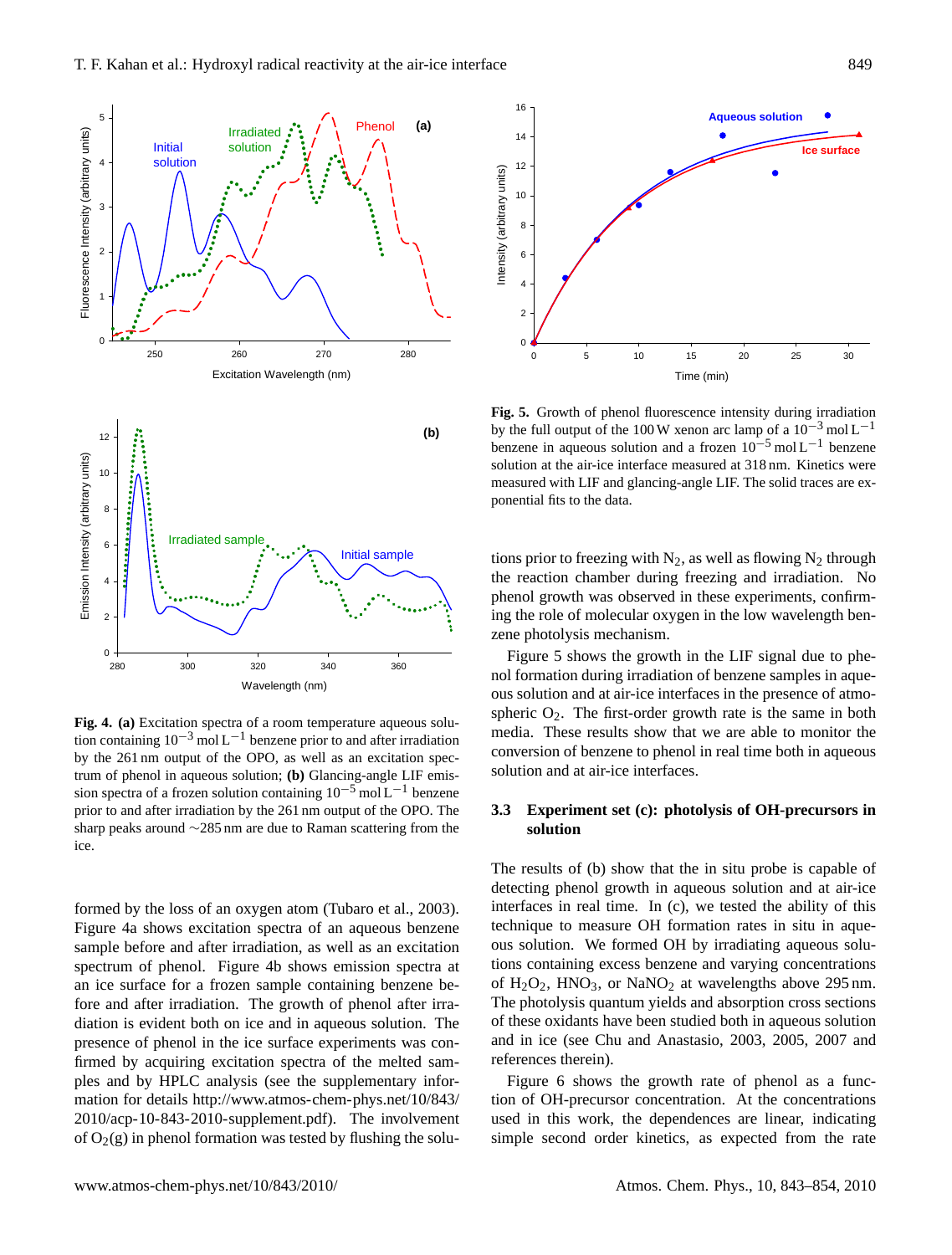Fig. 4. **(a)** Excitation spectra of a room temperature aqueous solution containing $10^{-3}$ mol $L^{-1}$ benzene prior to and after irradiation by the 261 nm output of the OPO, as well as an excitation spectrum of phenol in aqueous solution; **(b)** Glancing-angle LIF emission spectra of a frozen solution containing $10^{-5}$ mol $L^{-1}$ benzene prior to and after irradiation by the 261 nm output of the OPO. The sharp peaks around ∼285 nm are due to Raman scattering from the ice.

formed by the loss of an oxygen atom (Tubaro et al., 2003). Figure 4a shows excitation spectra of an aqueous benzene sample before and after irradiation, as well as an excitation spectrum of phenol. Figure 4b shows emission spectra at an ice surface for a frozen sample containing benzene before and after irradiation. The growth of phenol after irradiation is evident both on ice and in aqueous solution. The presence of phenol in the ice surface experiments was confirmed by acquiring excitation spectra of the melted samples and by HPLC analysis (see the supplementary information for details http://www.atmos-chem-phys.net/10/843/2010/acp-10-843-2010-supplement.pdf). The involvement of $O_2$(g) in phenol formation was tested by flushing the solutions prior to freezing with $N_2$, as well as flowing $N_2$ through the reaction chamber during freezing and irradiation. No phenol growth was observed in these experiments, confirming the role of molecular oxygen in the low wavelength benzene photolysis mechanism.

Fig. 5. Growth of phenol fluorescence intensity during irradiation by the full output of the 100 W xenon arc lamp of a $10^{-3}$ mol $L^{-1}$ benzene in aqueous solution and a frozen $10^{-5}$ mol $L^{-1}$ benzene solution at the air-ice interface measured at 318 nm. Kinetics were measured with LIF and glancing-angle LIF. The solid traces are exponential fits to the data.

Figure 5 shows the growth in the LIF signal due to phenol formation during irradiation of benzene samples in aqueous solution and at air-ice interfaces in the presence of atmospheric $O_2$. The first-order growth rate is the same in both media. These results show that we are able to monitor the conversion of benzene to phenol in real time both in aqueous solution and at air-ice interfaces.

### 3.3 Experiment set (c): photolysis of OH-precursors in solution

The results of (b) show that the in situ probe is capable of detecting phenol growth in aqueous solution and at air-ice interfaces in real time. In (c), we tested the ability of this technique to measure OH formation rates in situ in aqueous solution. We formed OH by irradiating aqueous solutions containing excess benzene and varying concentrations of $H_2O_2$, $HNO_3$, or $NaNO_2$ at wavelengths above 295 nm. The photolysis quantum yields and absorption cross sections of these oxidants have been studied both in aqueous solution and in ice (see Chu and Anastasio, 2003, 2005, 2007 and references therein).

Figure 6 shows the growth rate of phenol as a function of OH-precursor concentration. At the concentrations used in this work, the dependences are linear, indicating simple second order kinetics, as expected from the rate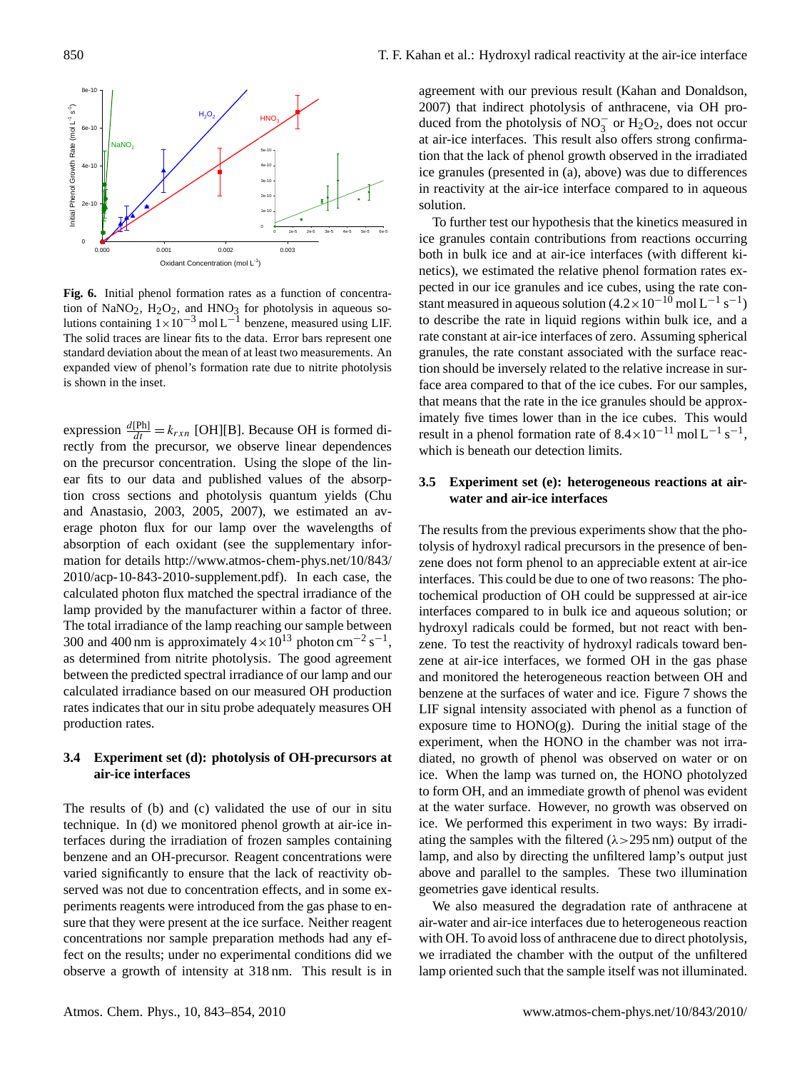8e-10

6e-10

4e-10

2e-10

0

Initial Phenol Growth Rate (mol L$^{-1}$ s$^{-1}$)

0.000 0.001 0.002 0.003

Oxidant Concentration (mol L$^{-1}$)

NaNO$_2$

H$_2$O$_2$

HNO$_3$

5e-10 4e-10 3e-10 2e-10 1e-10 0

0 1e-5 2e-5 3e-5 4e-5 5e-5 6e-5

**Fig. 6.** Initial phenol formation rates as a function of concentration of $NaNO_2$, $H_2O_2$, and $HNO_3$ for photolysis in aqueous solutions containing $1\times10^{-3}$ mol L$^{-1}$ benzene, measured using LIF. The solid traces are linear fits to the data. Error bars represent one standard deviation about the mean of at least two measurements. An expanded view of phenol's formation rate due to nitrite photolysis is shown in the inset.

expression $\frac{d[\text{Ph}]}{dt} = k_{rxn}$ [OH][B]. Because OH is formed directly from the precursor, we observe linear dependences on the precursor concentration. Using the slope of the linear fits to our data and published values of the absorption cross sections and photolysis quantum yields (Chu and Anastasio, 2003, 2005, 2007), we estimated an average photon flux for our lamp over the wavelengths of absorption of each oxidant (see the supplementary information for details http://www.atmos-chem-phys.net/10/843/2010/acp-10-843-2010-supplement.pdf). In each case, the calculated photon flux matched the spectral irradiance of the lamp provided by the manufacturer within a factor of three. The total irradiance of the lamp reaching our sample between 300 and 400 nm is approximately $4\times10^{13}$ photon cm$^{-2}$ s$^{-1}$, as determined from nitrite photolysis. The good agreement between the predicted spectral irradiance of our lamp and our calculated irradiance based on our measured OH production rates indicates that our in situ probe adequately measures OH production rates.

### 3.4 Experiment set (d): photolysis of OH-precursors at air-ice interfaces

The results of (b) and (c) validated the use of our in situ technique. In (d) we monitored phenol growth at air-ice interfaces during the irradiation of frozen samples containing benzene and an OH-precursor. Reagent concentrations were varied significantly to ensure that the lack of reactivity observed was not due to concentration effects, and in some experiments reagents were introduced from the gas phase to ensure that they were present at the ice surface. Neither reagent concentrations nor sample preparation methods had any effect on the results; under no experimental conditions did we observe a growth of intensity at 318 nm. This result is in agreement with our previous result (Kahan and Donaldson, 2007) that indirect photolysis of anthracene, via OH produced by the photolysis of $NO_3^-$ or $H_2O_2$, does not occur at air-ice interfaces. This result also offers strong confirmation that the lack of phenol growth observed in the irradiated ice granules (presented in (a), above) was due to differences in reactivity at the air-ice interface compared to in aqueous solution.

To further test our hypothesis that the kinetics measured in ice granules contain contributions from reactions occurring both in bulk ice and at air-ice interfaces (with different kinetics), we estimated the relative phenol formation rates expected in our ice granules and ice cubes, using the rate constant measured in aqueous solution ($4.2\times10^{-10}$ mol L$^{-1}$ s$^{-1}$) to describe the rate in liquid regions within bulk ice, and a rate constant at air-ice interfaces of zero. Assuming spherical granules, the rate constant associated with the surface reaction should be inversely related to the relative increase in surface area compared to that of the ice cubes. For our samples, that means that the rate in the ice granules should be approximately five times lower than in the ice cubes. This would result in a phenol formation rate of $8.4\times10^{-11}$ mol L$^{-1}$ s$^{-1}$, which is beneath our detection limits.

### 3.5 Experiment set (e): heterogeneous reactions at air-water and air-ice interfaces

The results from the previous experiments show that the photolysis of hydroxyl radical precursors in the presence of benzene does not form phenol to an appreciable extent at air-ice interfaces. This could be due to one of two reasons: The photochemical production of OH could be suppressed at air-ice interfaces compared to in bulk ice and aqueous solution; or hydroxyl radicals could be formed, but not react with benzene. To test the reactivity of hydroxyl radicals toward benzene at air-ice interfaces, we formed OH in the gas phase and monitored the heterogeneous reaction between OH and benzene at the surfaces of water and ice. Figure 7 shows the LIF signal intensity associated with phenol as a function of exposure time to HONO(g). During the initial stage of the experiment, when the HONO in the chamber was not irradiated, no growth of phenol was observed on water or on ice. When the lamp was turned on, the HONO photolyzed to form OH, and an immediate growth of phenol was evident at the water surface. However, no growth was observed on ice. We performed this experiment in two ways: By irradiating the samples with the filtered ($\lambda>295$ nm) output of the lamp, and also by directing the unfiltered lamp's output just above and parallel to the samples. These two illumination geometries gave identical results.

We also measured the degradation rate of anthracene at air-water and air-ice interfaces due to heterogeneous reaction with OH. To avoid loss of anthracene due to direct photolysis, we irradiated the chamber with the output of the unfiltered lamp oriented such that the sample itself was not illuminated.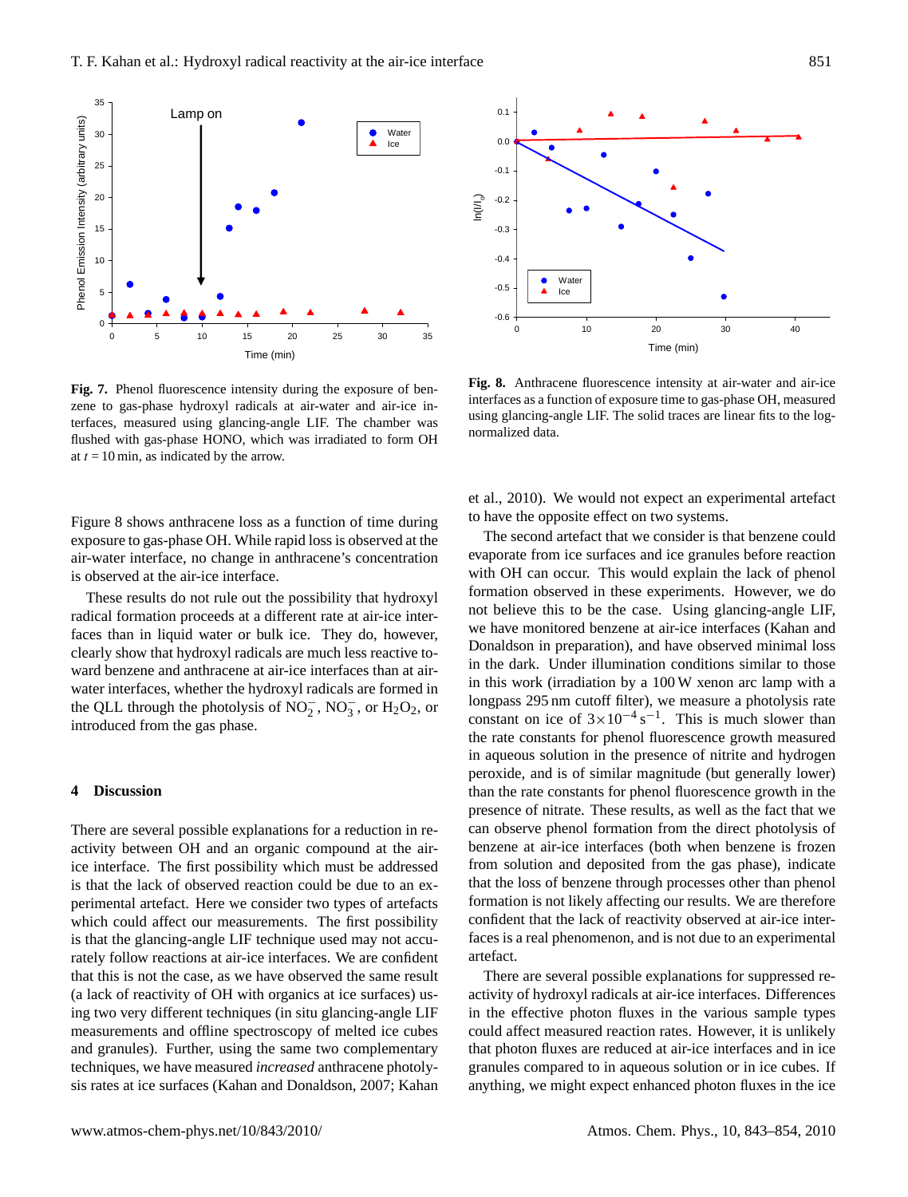Fig. 7. Phenol fluorescence intensity during the exposure of benzene to gas-phase hydroxyl radicals at air-water and air-ice interfaces, measured using glancing-angle LIF. The chamber was flushed with gas-phase HONO, which was irradiated to form OH at $t = 10$ min, as indicated by the arrow.

Fig. 8. Anthracene fluorescence intensity at air-water and air-ice interfaces as a function of exposure time to gas-phase OH, measured using glancing-angle LIF. The solid traces are linear fits to the log-normalized data.

Figure 8 shows anthracene loss as a function of time during exposure to gas-phase OH. While rapid loss is observed at the air-water interface, no change in anthracene's concentration is observed at the air-ice interface.

These results do not rule out the possibility that hydroxyl radical formation proceeds at a different rate at air-ice interfaces than in liquid water or bulk ice. They do, however, clearly show that hydroxyl radicals are much less reactive toward benzene and anthracene at air-ice interfaces than at air-water interfaces, whether the hydroxyl radicals are formed in the QLL through the photolysis of $NO_2^-$, $NO_3^-$, or $H_2O_2$, or introduced from the gas phase.

## 4 Discussion

There are several possible explanations for a reduction in reactivity between OH and an organic compound at the air-ice interface. The first possibility which must be addressed is that the lack of observed reaction could be due to an experimental artefact. Here we consider two types of artefacts which could affect our measurements. The first possibility is that the glancing-angle LIF technique used may not accurately follow reactions at air-ice interfaces. We are confident that this is not the case, as we have observed the same result (a lack of reactivity of OH with organics at ice surfaces) using two very different techniques (in situ glancing-angle LIF measurements and offline spectroscopy of melted ice cubes and granules). Further, using the same two complementary techniques, we have measured *increased* anthracene photolysis rates at ice surfaces (Kahan and Donaldson, 2007; Kahan et al., 2010). We would not expect an experimental artefact to have the opposite effect on two systems.

The second artefact that we consider is that benzene could evaporate from ice surfaces and ice granules before reaction with OH can occur. This would explain the lack of phenol formation observed in these experiments. However, we do not believe this to be the case. Using glancing-angle LIF, we have monitored benzene at air-ice interfaces (Kahan and Donaldson in preparation), and have observed minimal loss in the dark. Under illumination conditions similar to those in this work (irradiation by a 100 W xenon arc lamp with a longpass 295 nm cutoff filter), we measure a photolysis rate constant on ice of $3\times10^{-4}\,s^{-1}$. This is much slower than the rate constants for phenol fluorescence growth measured in aqueous solution in the presence of nitrite and hydrogen peroxide, and is of similar magnitude (but generally lower) than the rate constants for phenol fluorescence growth in the presence of nitrate. These results, as well as the fact that we can observe phenol formation from the direct photolysis of benzene at air-ice interfaces (both when benzene is frozen from solution and deposited from the gas phase), indicate that the loss of benzene through processes other than phenol formation is not likely affecting our results. We are therefore confident that the lack of reactivity observed at air-ice interfaces is a real phenomenon, and is not due to an experimental artefact.

There are several possible explanations for suppressed reactivity of hydroxyl radicals at air-ice interfaces. Differences in the effective photon fluxes in the various sample types could affect measured reaction rates. However, it is unlikely that photon fluxes are reduced at air-ice interfaces and in ice granules compared to in aqueous solution or in ice cubes. If anything, we might expect enhanced photon fluxes in the ice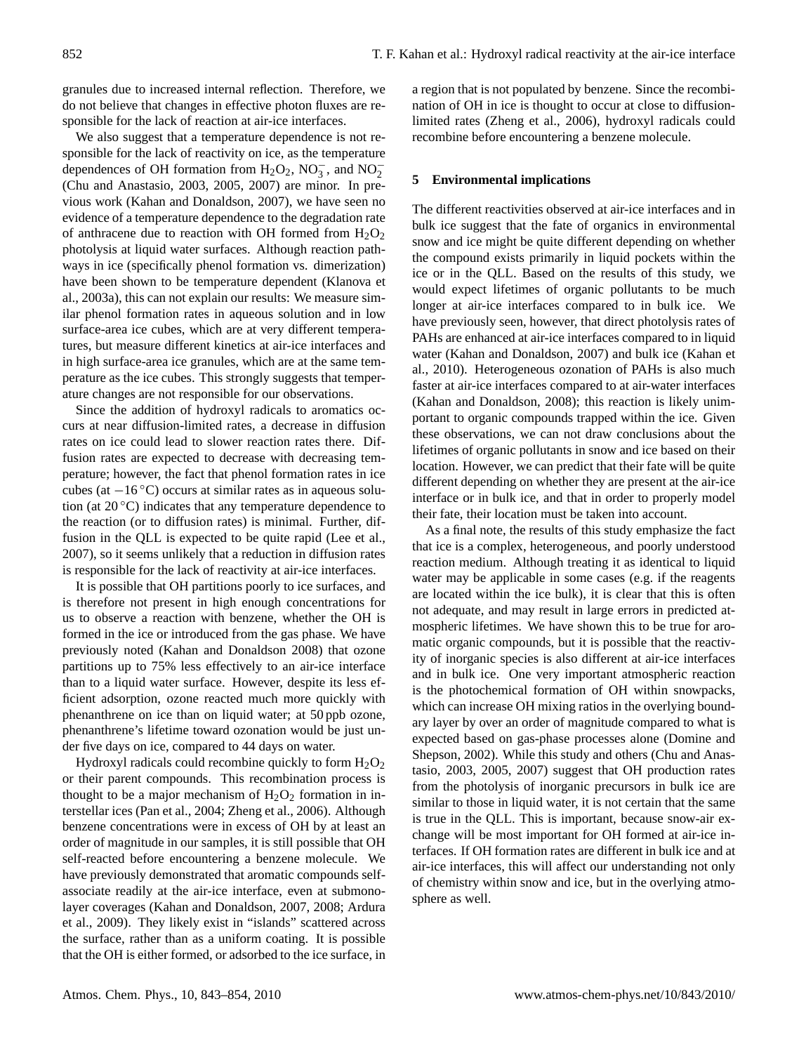granules due to increased internal reflection. Therefore, we do not believe that changes in effective photon fluxes are responsible for the lack of reaction at air-ice interfaces.

We also suggest that a temperature dependence is not responsible for the lack of reactivity on ice, as the temperature dependences of OH formation from $H_2O_2$, $NO_3^-$, and $NO_2^-$ (Chu and Anastasio, 2003, 2005, 2007) are minor. In previous work (Kahan and Donaldson, 2007), we have seen no evidence of a temperature dependence to the degradation rate of anthracene due to reaction with OH formed from $H_2O_2$ photolysis at liquid water surfaces. Although reaction pathways in ice (specifically phenol formation vs. dimerization) have been shown to be temperature dependent (Klanova et al., 2003a), this can not explain our results: We measure similar phenol formation rates in aqueous solution and in low surface-area ice cubes, which are at very different temperatures, but measure different kinetics at air-ice interfaces and in high surface-area ice granules, which are at the same temperature as the ice cubes. This strongly suggests that temperature changes are not responsible for our observations.

Since the addition of hydroxyl radicals to aromatics occurs at near diffusion-limited rates, a decrease in diffusion rates on ice could lead to slower reaction rates there. Diffusion rates are expected to decrease with decreasing temperature; however, the fact that phenol formation rates in ice cubes (at $-16\,^{\circ}$C) occurs at similar rates as in aqueous solution (at $20\,^{\circ}$C) indicates that any temperature dependence to the reaction (or to diffusion rates) is minimal. Further, diffusion in the QLL is expected to be quite rapid (Lee et al., 2007), so it seems unlikely that a reduction in diffusion rates is responsible for the lack of reactivity at air-ice interfaces.

It is possible that OH partitions poorly to ice surfaces, and is therefore not present in high enough concentrations for us to observe a reaction with benzene, whether the OH is formed in the ice or introduced from the gas phase. We have previously noted (Kahan and Donaldson 2008) that ozone partitions up to 75% less effectively to an air-ice interface than to a liquid water surface. However, despite its less efficient adsorption, ozone reacted much more quickly with phenanthrene on ice than on liquid water; at 50 ppb ozone, phenanthrene's lifetime toward ozonation would be just under five days on ice, compared to 44 days on water.

Hydroxyl radicals could recombine quickly to form $H_2O_2$ or their parent compounds. This recombination process is thought to be a major mechanism of $H_2O_2$ formation in interstellar ices (Pan et al., 2004; Zheng et al., 2006). Although benzene concentrations were in excess of OH by at least an order of magnitude in our samples, it is still possible that OH self-reacted before encountering a benzene molecule. We have previously demonstrated that aromatic compounds self-associate readily at the air-ice interface, even at submonolayer coverages (Kahan and Donaldson, 2007, 2008; Ardura et al., 2009). They likely exist in "islands" scattered across the surface, rather than as a uniform coating. It is possible that the OH is either formed, or adsorbed to the ice surface, in a region that is not populated by benzene. Since the recombination of OH in ice is thought to occur at close to diffusion-limited rates (Zheng et al., 2006), hydroxyl radicals could recombine before encountering a benzene molecule.

## 5 Environmental implications

The different reactivities observed at air-ice interfaces and in bulk ice suggest that the fate of organics in environmental snow and ice might be quite different depending on whether the compound exists primarily in liquid pockets within the ice or in the QLL. Based on the results of this study, we would expect lifetimes of organic pollutants to be much longer at air-ice interfaces compared to in bulk ice. We have previously seen, however, that direct photolysis rates of PAHs are enhanced at air-ice interfaces compared to in liquid water (Kahan and Donaldson, 2007) and bulk ice (Kahan et al., 2010). Heterogeneous ozonation of PAHs is also much faster at air-ice interfaces compared to at air-water interfaces (Kahan and Donaldson, 2008); this reaction is likely unimportant to organic compounds trapped within the ice. Given these observations, we can not draw conclusions about the lifetimes of organic pollutants in snow and ice based on their location. However, we can predict that their fate will be quite different depending on whether they are present at the air-ice interface or in bulk ice, and that in order to properly model their fate, their location must be taken into account.

As a final note, the results of this study emphasize the fact that ice is a complex, heterogeneous, and poorly understood reaction medium. Although treating it as identical to liquid water may be applicable in some cases (e.g. if the reagents are located within the ice bulk), it is clear that this is often not adequate, and may result in large errors in predicted atmospheric lifetimes. We have shown this to be true for aromatic organic compounds, but it is possible that the reactivity of inorganic species is also different at air-ice interfaces and in bulk ice. One very important atmospheric reaction is the photochemical formation of OH within snowpacks, which can increase OH mixing ratios in the overlying boundary layer by over an order of magnitude compared to what is expected based on gas-phase processes alone (Domine and Shepson, 2002). While this study and others (Chu and Anastasio, 2003, 2005, 2007) suggest that OH production rates from the photolysis of inorganic precursors in bulk ice are similar to those in liquid water, it is not certain that the same is true in the QLL. This is important, because snow-air exchange will be most important for OH formed at air-ice interfaces. If OH formation rates are different in bulk ice and at air-ice interfaces, this will affect our understanding not only of chemistry within snow and ice, but in the overlying atmosphere as well.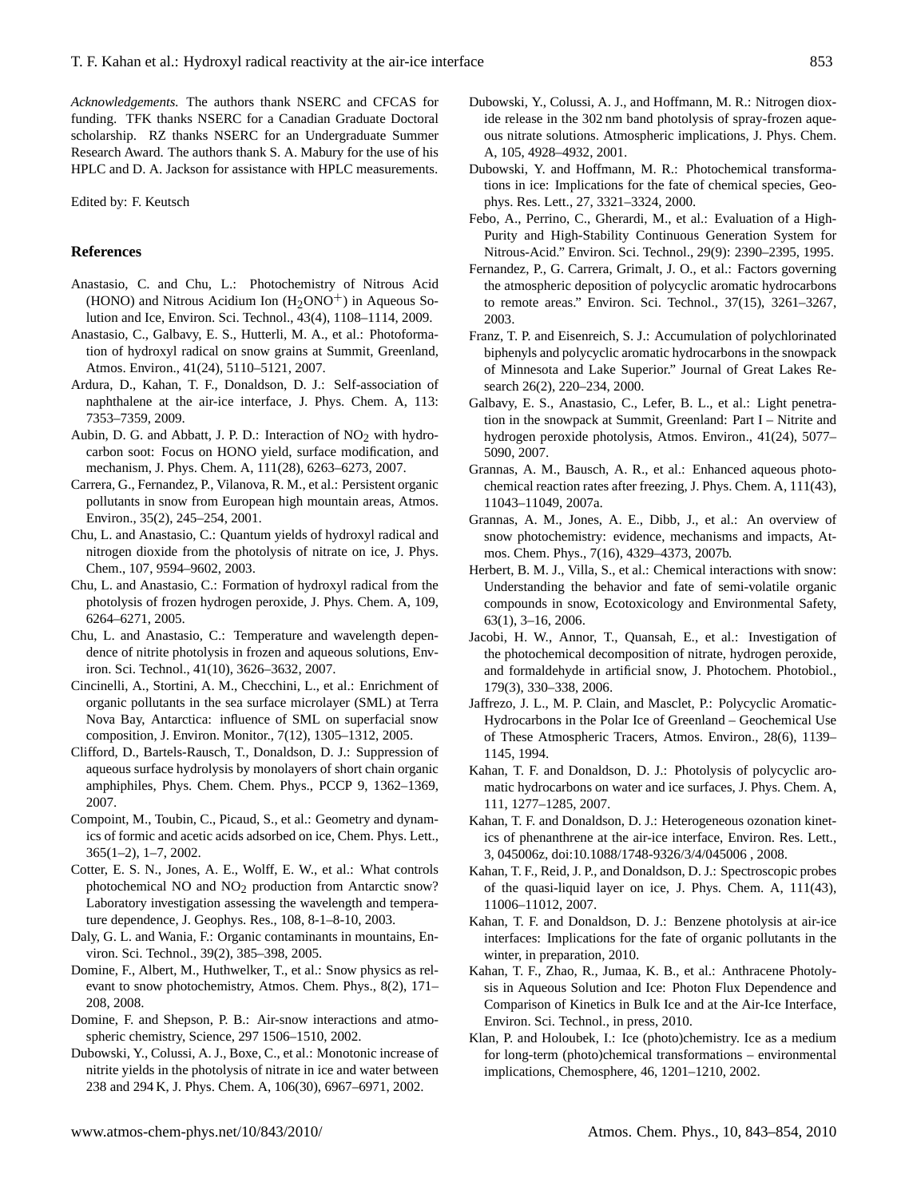*Acknowledgements.* The authors thank NSERC and CFCAS for funding. TFK thanks NSERC for a Canadian Graduate Doctoral scholarship. RZ thanks NSERC for an Undergraduate Summer Research Award. The authors thank S. A. Mabury for the use of his HPLC and D. A. Jackson for assistance with HPLC measurements.

Edited by: F. Keutsch

## References

Anastasio, C. and Chu, L.: Photochemistry of Nitrous Acid (HONO) and Nitrous Acidium Ion ($H_2ONO^+$) in Aqueous Solution and Ice, Environ. Sci. Technol., 43(4), 1108–1114, 2009.

Anastasio, C., Galbavy, E. S., Hutterli, M. A., et al.: Photoformation of hydroxyl radical on snow grains at Summit, Greenland, Atmos. Environ., 41(24), 5110–5121, 2007.

Ardura, D., Kahan, T. F., Donaldson, D. J.: Self-association of naphthalene at the air-ice interface, J. Phys. Chem. A, 113: 7353–7359, 2009.

Aubin, D. G. and Abbatt, J. P. D.: Interaction of $NO_2$ with hydrocarbon soot: Focus on HONO yield, surface modification, and mechanism, J. Phys. Chem. A, 111(28), 6263–6273, 2007.

Carrera, G., Fernandez, P., Vilanova, R. M., et al.: Persistent organic pollutants in snow from European high mountain areas, Atmos. Environ., 35(2), 245–254, 2001.

Chu, L. and Anastasio, C.: Quantum yields of hydroxyl radical and nitrogen dioxide from the photolysis of nitrate on ice, J. Phys. Chem., 107, 9594–9602, 2003.

Chu, L. and Anastasio, C.: Formation of hydroxyl radical from the photolysis of frozen hydrogen peroxide, J. Phys. Chem. A, 109, 6264–6271, 2005.

Chu, L. and Anastasio, C.: Temperature and wavelength dependence of nitrite photolysis in frozen and aqueous solutions, Environ. Sci. Technol., 41(10), 3626–3632, 2007.

Cincinelli, A., Stortini, A. M., Checchini, L., et al.: Enrichment of organic pollutants in the sea surface microlayer (SML) at Terra Nova Bay, Antarctica: influence of SML on superfacial snow composition, J. Environ. Monitor., 7(12), 1305–1312, 2005.

Clifford, D., Bartels-Rausch, T., Donaldson, D. J.: Suppression of aqueous surface hydrolysis by monolayers of short chain organic amphiphiles, Phys. Chem. Chem. Phys., PCCP 9, 1362–1369, 2007.

Compoint, M., Toubin, C., Picaud, S., et al.: Geometry and dynamics of formic and acetic acids adsorbed on ice, Chem. Phys. Lett., 365(1–2), 1–7, 2002.

Cotter, E. S. N., Jones, A. E., Wolff, E. W., et al.: What controls photochemical NO and $NO_2$ production from Antarctic snow? Laboratory investigation assessing the wavelength and temperature dependence, J. Geophys. Res., 108, 8-1–8-10, 2003.

Daly, G. L. and Wania, F.: Organic contaminants in mountains, Environ. Sci. Technol., 39(2), 385–398, 2005.

Domine, F., Albert, M., Huthwelker, T., et al.: Snow physics as relevant to snow photochemistry, Atmos. Chem. Phys., 8(2), 171–208, 2008.

Domine, F. and Shepson, P. B.: Air-snow interactions and atmospheric chemistry, Science, 297 1506–1510, 2002.

Dubowski, Y., Colussi, A. J., Boxe, C., et al.: Monotonic increase of nitrite yields in the photolysis of nitrate in ice and water between 238 and 294 K, J. Phys. Chem. A, 106(30), 6967–6971, 2002.

Dubowski, Y., Colussi, A. J., and Hoffmann, M. R.: Nitrogen dioxide release in the 302 nm band photolysis of spray-frozen aqueous nitrate solutions. Atmospheric implications, J. Phys. Chem. A, 105, 4928–4932, 2001.

Dubowski, Y. and Hoffmann, M. R.: Photochemical transformations in ice: Implications for the fate of chemical species, Geophys. Res. Lett., 27, 3321–3324, 2000.

Febo, A., Perrino, C., Gherardi, M., et al.: Evaluation of a High-Purity and High-Stability Continuous Generation System for Nitrous-Acid." Environ. Sci. Technol., 29(9): 2390–2395, 1995.

Fernandez, P., G. Carrera, Grimalt, J. O., et al.: Factors governing the atmospheric deposition of polycyclic aromatic hydrocarbons to remote areas." Environ. Sci. Technol., 37(15), 3261–3267, 2003.

Franz, T. P. and Eisenreich, S. J.: Accumulation of polychlorinated biphenyls and polycyclic aromatic hydrocarbons in the snowpack of Minnesota and Lake Superior." Journal of Great Lakes Research 26(2), 220–234, 2000.

Galbavy, E. S., Anastasio, C., Lefer, B. L., et al.: Light penetration in the snowpack at Summit, Greenland: Part I – Nitrite and hydrogen peroxide photolysis, Atmos. Environ., 41(24), 5077–5090, 2007.

Grannas, A. M., Bausch, A. R., et al.: Enhanced aqueous photochemical reaction rates after freezing, J. Phys. Chem. A, 111(43), 11043–11049, 2007a.

Grannas, A. M., Jones, A. E., Dibb, J., et al.: An overview of snow photochemistry: evidence, mechanisms and impacts, Atmos. Chem. Phys., 7(16), 4329–4373, 2007b.

Herbert, B. M. J., Villa, S., et al.: Chemical interactions with snow: Understanding the behavior and fate of semi-volatile organic compounds in snow, Ecotoxicology and Environmental Safety, 63(1), 3–16, 2006.

Jacobi, H. W., Annor, T., Quansah, E., et al.: Investigation of the photochemical decomposition of nitrate, hydrogen peroxide, and formaldehyde in artificial snow, J. Photochem. Photobiol., 179(3), 330–338, 2006.

Jaffrezo, J. L., M. P. Clain, and Masclet, P.: Polycyclic Aromatic-Hydrocarbons in the Polar Ice of Greenland – Geochemical Use of These Atmospheric Tracers, Atmos. Environ., 28(6), 1139–1145, 1994.

Kahan, T. F. and Donaldson, D. J.: Photolysis of polycyclic aromatic hydrocarbons on water and ice surfaces, J. Phys. Chem. A, 111, 1277–1285, 2007.

Kahan, T. F. and Donaldson, D. J.: Heterogeneous ozonation kinetics of phenanthrene at the air-ice interface, Environ. Res. Lett., 3, 045006z, doi:10.1088/1748-9326/3/4/045006 , 2008.

Kahan, T. F., Reid, J. P., and Donaldson, D. J.: Spectroscopic probes of the quasi-liquid layer on ice, J. Phys. Chem. A, 111(43), 11006–11012, 2007.

Kahan, T. F. and Donaldson, D. J.: Benzene photolysis at air-ice interfaces: Implications for the fate of organic pollutants in the winter, in preparation, 2010.

Kahan, T. F., Zhao, R., Jumaa, K. B., et al.: Anthracene Photolysis in Aqueous Solution and Ice: Photon Flux Dependence and Comparison of Kinetics in Bulk Ice and at the Air-Ice Interface, Environ. Sci. Technol., in press, 2010.

Klan, P. and Holoubek, I.: Ice (photo)chemistry. Ice as a medium for long-term (photo)chemical transformations – environmental implications, Chemosphere, 46, 1201–1210, 2002.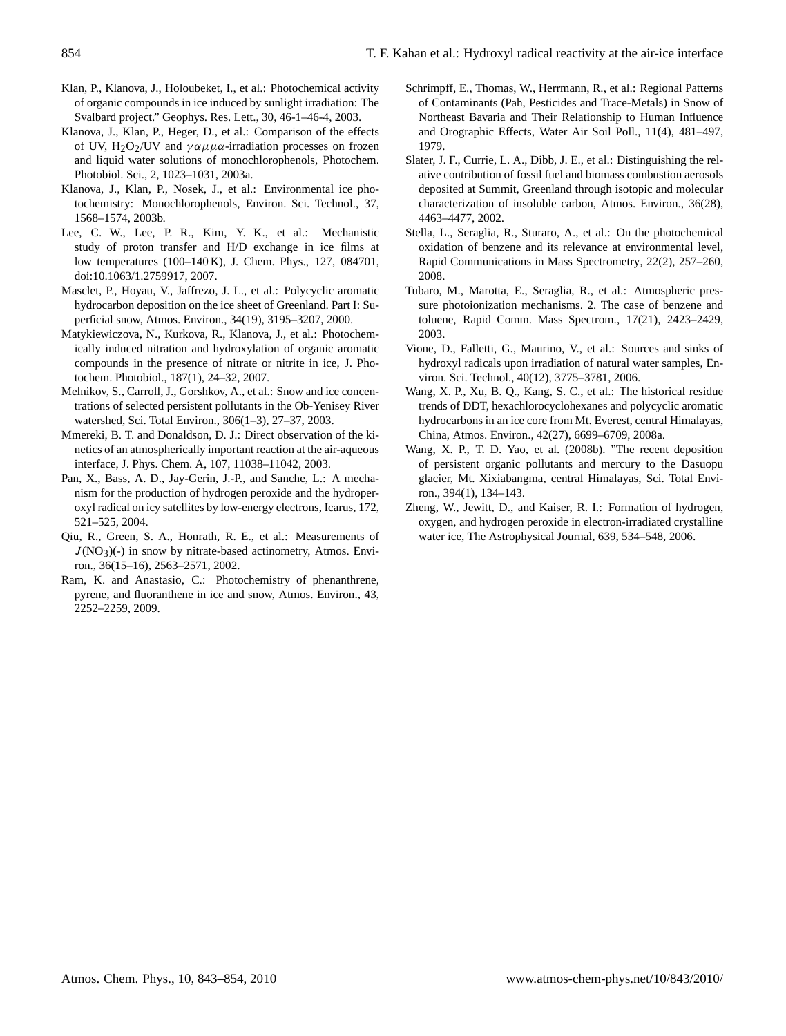Klan, P., Klanova, J., Holoubeket, I., et al.: Photochemical activity of organic compounds in ice induced by sunlight irradiation: The Svalbard project." Geophys. Res. Lett., 30, 46-1–46-4, 2003.

Klanova, J., Klan, P., Heger, D., et al.: Comparison of the effects of UV, $H_2O_2$/UV and $\gamma\alpha\mu\mu\alpha$-irradiation processes on frozen and liquid water solutions of monochlorophenols, Photochem. Photobiol. Sci., 2, 1023–1031, 2003a.

Klanova, J., Klan, P., Nosek, J., et al.: Environmental ice photochemistry: Monochlorophenols, Environ. Sci. Technol., 37, 1568–1574, 2003b.

Lee, C. W., Lee, P. R., Kim, Y. K., et al.: Mechanistic study of proton transfer and H/D exchange in ice films at low temperatures (100–140 K), J. Chem. Phys., 127, 084701, doi:10.1063/1.2759917, 2007.

Masclet, P., Hoyau, V., Jaffrezo, J. L., et al.: Polycyclic aromatic hydrocarbon deposition on the ice sheet of Greenland. Part I: Superficial snow, Atmos. Environ., 34(19), 3195–3207, 2000.

Matykiewiczova, N., Kurkova, R., Klanova, J., et al.: Photochemically induced nitration and hydroxylation of organic aromatic compounds in the presence of nitrate or nitrite in ice, J. Photochem. Photobiol., 187(1), 24–32, 2007.

Melnikov, S., Carroll, J., Gorshkov, A., et al.: Snow and ice concentrations of selected persistent pollutants in the Ob-Yenisey River watershed, Sci. Total Environ., 306(1–3), 27–37, 2003.

Mmereki, B. T. and Donaldson, D. J.: Direct observation of the kinetics of an atmospherically important reaction at the air-aqueous interface, J. Phys. Chem. A, 107, 11038–11042, 2003.

Pan, X., Bass, A. D., Jay-Gerin, J.-P., and Sanche, L.: A mechanism for the production of hydrogen peroxide and the hydroperoxyl radical on icy satellites by low-energy electrons, Icarus, 172, 521–525, 2004.

Qiu, R., Green, S. A., Honrath, R. E., et al.: Measurements of $J(NO_3)$(-) in snow by nitrate-based actinometry, Atmos. Environ., 36(15–16), 2563–2571, 2002.

Ram, K. and Anastasio, C.: Photochemistry of phenanthrene, pyrene, and fluoranthene in ice and snow, Atmos. Environ., 43, 2252–2259, 2009.

Schrimpff, E., Thomas, W., Herrmann, R., et al.: Regional Patterns of Contaminants (Pah, Pesticides and Trace-Metals) in Snow of Northeast Bavaria and Their Relationship to Human Influence and Orographic Effects, Water Air Soil Poll., 11(4), 481–497, 1979.

Slater, J. F., Currie, L. A., Dibb, J. E., et al.: Distinguishing the relative contribution of fossil fuel and biomass combustion aerosols deposited at Summit, Greenland through isotopic and molecular characterization of insoluble carbon, Atmos. Environ., 36(28), 4463–4477, 2002.

Stella, L., Seraglia, R., Sturaro, A., et al.: On the photochemical oxidation of benzene and its relevance at environmental level, Rapid Communications in Mass Spectrometry, 22(2), 257–260, 2008.

Tubaro, M., Marotta, E., Seraglia, R., et al.: Atmospheric pressure photoionization mechanisms. 2. The case of benzene and toluene, Rapid Comm. Mass Spectrom., 17(21), 2423–2429, 2003.

Vione, D., Falletti, G., Maurino, V., et al.: Sources and sinks of hydroxyl radicals upon irradiation of natural water samples, Environ. Sci. Technol., 40(12), 3775–3781, 2006.

Wang, X. P., Xu, B. Q., Kang, S. C., et al.: The historical residue trends of DDT, hexachlorocyclohexanes and polycyclic aromatic hydrocarbons in an ice core from Mt. Everest, central Himalayas, China, Atmos. Environ., 42(27), 6699–6709, 2008a.

Wang, X. P., T. D. Yao, et al. (2008b). "The recent deposition of persistent organic pollutants and mercury to the Dasuopu glacier, Mt. Xixiabangma, central Himalayas, Sci. Total Environ., 394(1), 134–143.

Zheng, W., Jewitt, D., and Kaiser, R. I.: Formation of hydrogen, oxygen, and hydrogen peroxide in electron-irradiated crystalline water ice, The Astrophysical Journal, 639, 534–548, 2006.